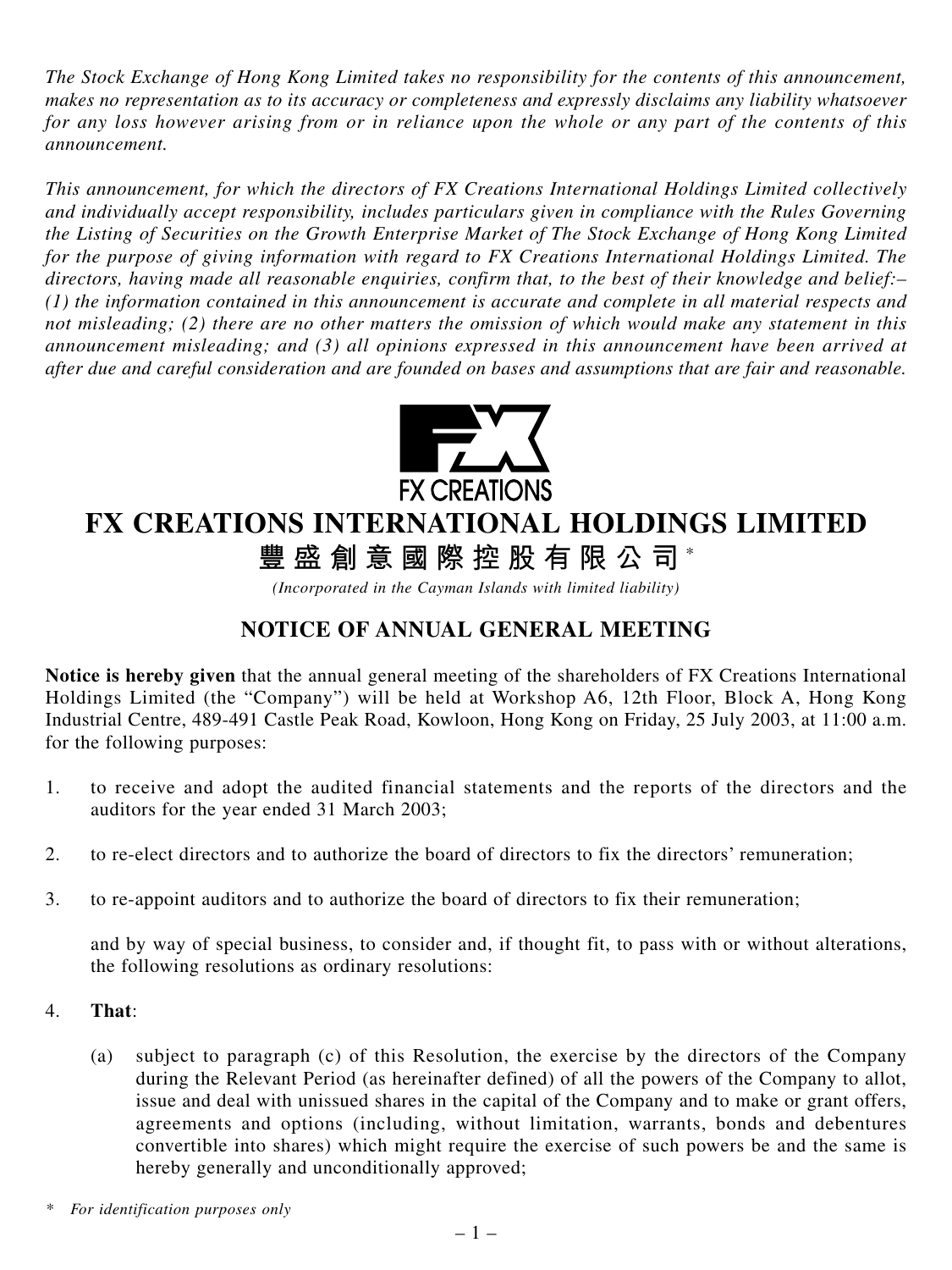*The Stock Exchange of Hong Kong Limited takes no responsibility for the contents of this announcement, makes no representation as to its accuracy or completeness and expressly disclaims any liability whatsoever for any loss however arising from or in reliance upon the whole or any part of the contents of this announcement.*

*This announcement, for which the directors of FX Creations International Holdings Limited collectively and individually accept responsibility, includes particulars given in compliance with the Rules Governing the Listing of Securities on the Growth Enterprise Market of The Stock Exchange of Hong Kong Limited for the purpose of giving information with regard to FX Creations International Holdings Limited. The directors, having made all reasonable enquiries, confirm that, to the best of their knowledge and belief:– (1) the information contained in this announcement is accurate and complete in all material respects and not misleading; (2) there are no other matters the omission of which would make any statement in this announcement misleading; and (3) all opinions expressed in this announcement have been arrived at after due and careful consideration and are founded on bases and assumptions that are fair and reasonable.*

FX CREATIONS

# FX CREATIONS INTERNATIONAL HOLDINGS LIMITED

# 豐盛創意國際控股有限公司*

*(Incorporated in the Cayman Islands with limited liability)*

## NOTICE OF ANNUAL GENERAL MEETING

**Notice is hereby given** that the annual general meeting of the shareholders of FX Creations International Holdings Limited (the "Company") will be held at Workshop A6, 12th Floor, Block A, Hong Kong Industrial Centre, 489-491 Castle Peak Road, Kowloon, Hong Kong on Friday, 25 July 2003, at 11:00 a.m. for the following purposes:

1. to receive and adopt the audited financial statements and the reports of the directors and the auditors for the year ended 31 March 2003;

2. to re-elect directors and to authorize the board of directors to fix the directors' remuneration;

3. to re-appoint auditors and to authorize the board of directors to fix their remuneration;

   and by way of special business, to consider and, if thought fit, to pass with or without alterations, the following resolutions as ordinary resolutions:

4. **That**:

   (a) subject to paragraph (c) of this Resolution, the exercise by the directors of the Company during the Relevant Period (as hereinafter defined) of all the powers of the Company to allot, issue and deal with unissued shares in the capital of the Company and to make or grant offers, agreements and options (including, without limitation, warrants, bonds and debentures convertible into shares) which might require the exercise of such powers be and the same is hereby generally and unconditionally approved;

\* *For identification purposes only*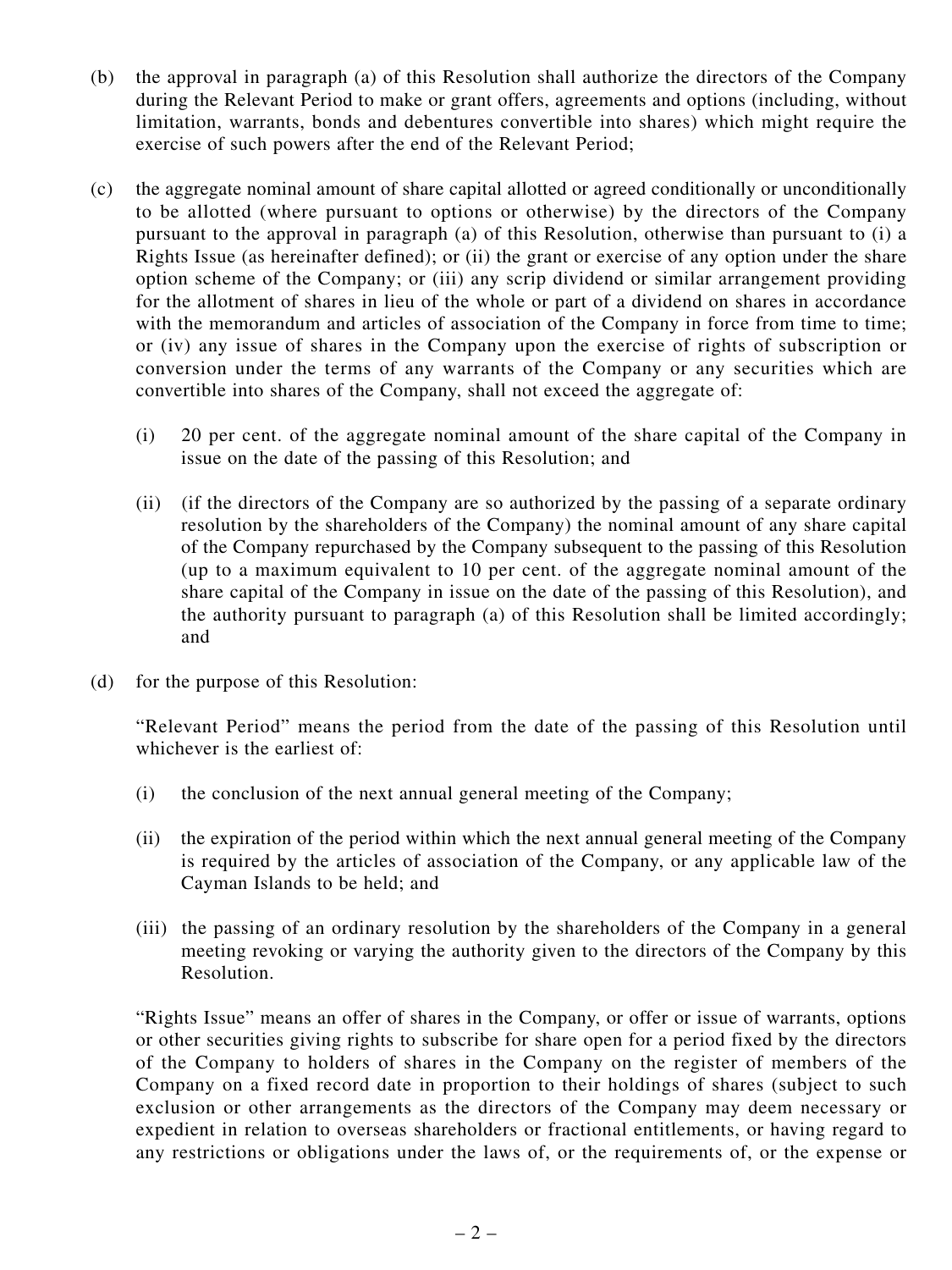(b) the approval in paragraph (a) of this Resolution shall authorize the directors of the Company during the Relevant Period to make or grant offers, agreements and options (including, without limitation, warrants, bonds and debentures convertible into shares) which might require the exercise of such powers after the end of the Relevant Period;

(c) the aggregate nominal amount of share capital allotted or agreed conditionally or unconditionally to be allotted (where pursuant to options or otherwise) by the directors of the Company pursuant to the approval in paragraph (a) of this Resolution, otherwise than pursuant to (i) a Rights Issue (as hereinafter defined); or (ii) the grant or exercise of any option under the share option scheme of the Company; or (iii) any scrip dividend or similar arrangement providing for the allotment of shares in lieu of the whole or part of a dividend on shares in accordance with the memorandum and articles of association of the Company in force from time to time; or (iv) any issue of shares in the Company upon the exercise of rights of subscription or conversion under the terms of any warrants of the Company or any securities which are convertible into shares of the Company, shall not exceed the aggregate of:

    (i) 20 per cent. of the aggregate nominal amount of the share capital of the Company in issue on the date of the passing of this Resolution; and

    (ii) (if the directors of the Company are so authorized by the passing of a separate ordinary resolution by the shareholders of the Company) the nominal amount of any share capital of the Company repurchased by the Company subsequent to the passing of this Resolution (up to a maximum equivalent to 10 per cent. of the aggregate nominal amount of the share capital of the Company in issue on the date of the passing of this Resolution), and the authority pursuant to paragraph (a) of this Resolution shall be limited accordingly; and

(d) for the purpose of this Resolution:

"Relevant Period" means the period from the date of the passing of this Resolution until whichever is the earliest of:

    (i) the conclusion of the next annual general meeting of the Company;

    (ii) the expiration of the period within which the next annual general meeting of the Company is required by the articles of association of the Company, or any applicable law of the Cayman Islands to be held; and

    (iii) the passing of an ordinary resolution by the shareholders of the Company in a general meeting revoking or varying the authority given to the directors of the Company by this Resolution.

"Rights Issue" means an offer of shares in the Company, or offer or issue of warrants, options or other securities giving rights to subscribe for share open for a period fixed by the directors of the Company to holders of shares in the Company on the register of members of the Company on a fixed record date in proportion to their holdings of shares (subject to such exclusion or other arrangements as the directors of the Company may deem necessary or expedient in relation to overseas shareholders or fractional entitlements, or having regard to any restrictions or obligations under the laws of, or the requirements of, or the expense or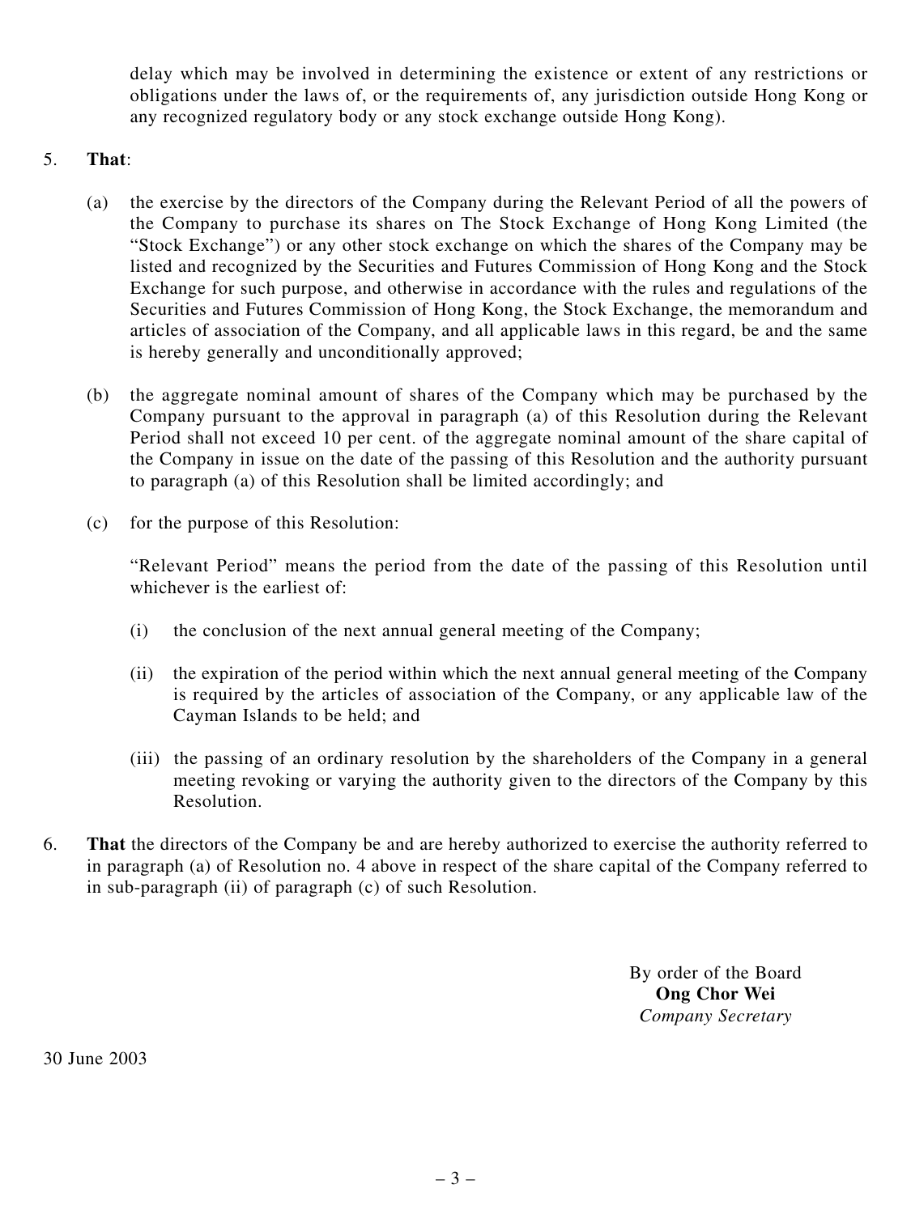delay which may be involved in determining the existence or extent of any restrictions or obligations under the laws of, or the requirements of, any jurisdiction outside Hong Kong or any recognized regulatory body or any stock exchange outside Hong Kong).

5. **That**:

   (a) the exercise by the directors of the Company during the Relevant Period of all the powers of the Company to purchase its shares on The Stock Exchange of Hong Kong Limited (the "Stock Exchange") or any other stock exchange on which the shares of the Company may be listed and recognized by the Securities and Futures Commission of Hong Kong and the Stock Exchange for such purpose, and otherwise in accordance with the rules and regulations of the Securities and Futures Commission of Hong Kong, the Stock Exchange, the memorandum and articles of association of the Company, and all applicable laws in this regard, be and the same is hereby generally and unconditionally approved;

   (b) the aggregate nominal amount of shares of the Company which may be purchased by the Company pursuant to the approval in paragraph (a) of this Resolution during the Relevant Period shall not exceed 10 per cent. of the aggregate nominal amount of the share capital of the Company in issue on the date of the passing of this Resolution and the authority pursuant to paragraph (a) of this Resolution shall be limited accordingly; and

   (c) for the purpose of this Resolution:

   "Relevant Period" means the period from the date of the passing of this Resolution until whichever is the earliest of:

   (i) the conclusion of the next annual general meeting of the Company;

   (ii) the expiration of the period within which the next annual general meeting of the Company is required by the articles of association of the Company, or any applicable law of the Cayman Islands to be held; and

   (iii) the passing of an ordinary resolution by the shareholders of the Company in a general meeting revoking or varying the authority given to the directors of the Company by this Resolution.

6. **That** the directors of the Company be and are hereby authorized to exercise the authority referred to in paragraph (a) of Resolution no. 4 above in respect of the share capital of the Company referred to in sub-paragraph (ii) of paragraph (c) of such Resolution.

By order of the Board
**Ong Chor Wei**
*Company Secretary*

30 June 2003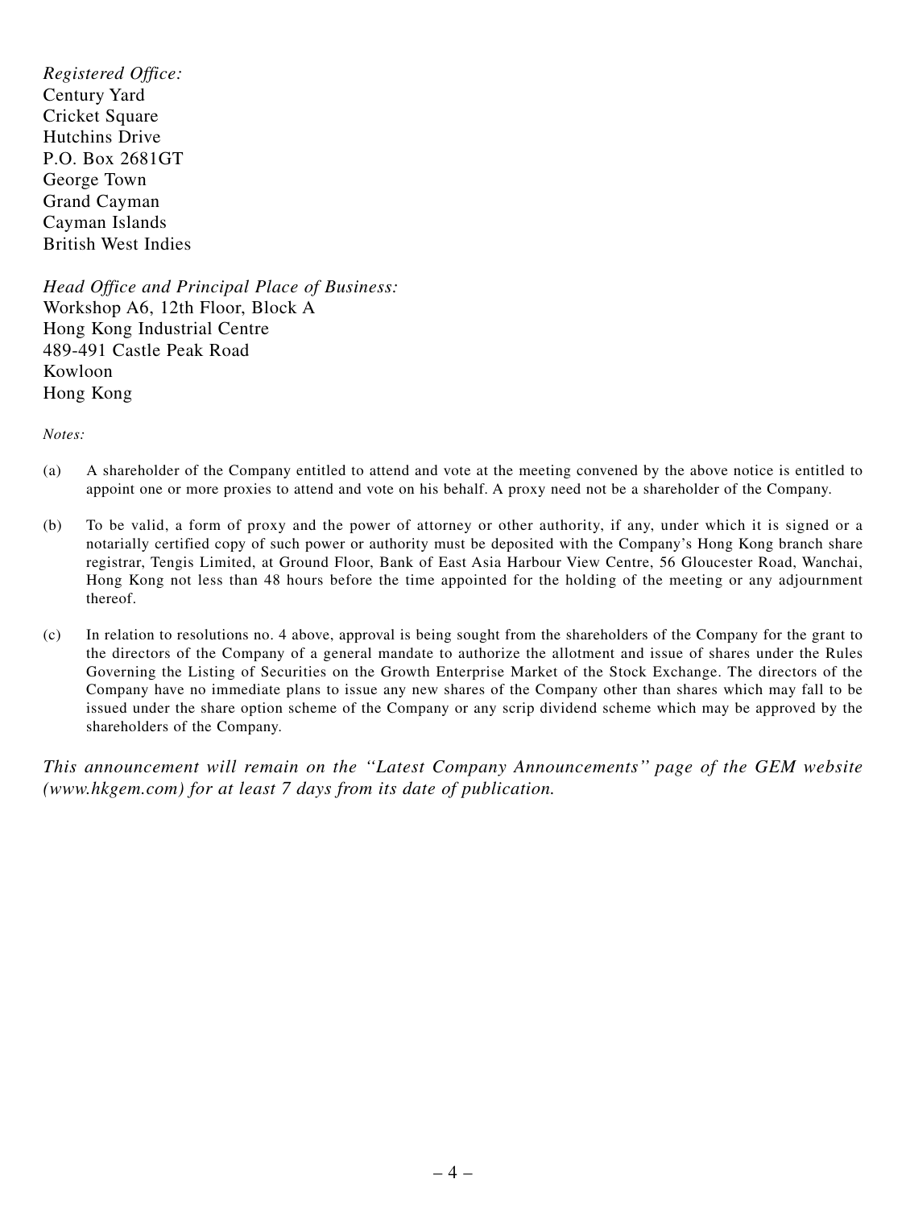*Registered Office:*
Century Yard
Cricket Square
Hutchins Drive
P.O. Box 2681GT
George Town
Grand Cayman
Cayman Islands
British West Indies

*Head Office and Principal Place of Business:*
Workshop A6, 12th Floor, Block A
Hong Kong Industrial Centre
489-491 Castle Peak Road
Kowloon
Hong Kong

*Notes:*

(a) A shareholder of the Company entitled to attend and vote at the meeting convened by the above notice is entitled to appoint one or more proxies to attend and vote on his behalf. A proxy need not be a shareholder of the Company.

(b) To be valid, a form of proxy and the power of attorney or other authority, if any, under which it is signed or a notarially certified copy of such power or authority must be deposited with the Company's Hong Kong branch share registrar, Tengis Limited, at Ground Floor, Bank of East Asia Harbour View Centre, 56 Gloucester Road, Wanchai, Hong Kong not less than 48 hours before the time appointed for the holding of the meeting or any adjournment thereof.

(c) In relation to resolutions no. 4 above, approval is being sought from the shareholders of the Company for the grant to the directors of the Company of a general mandate to authorize the allotment and issue of shares under the Rules Governing the Listing of Securities on the Growth Enterprise Market of the Stock Exchange. The directors of the Company have no immediate plans to issue any new shares of the Company other than shares which may fall to be issued under the share option scheme of the Company or any scrip dividend scheme which may be approved by the shareholders of the Company.

*This announcement will remain on the "Latest Company Announcements" page of the GEM website (www.hkgem.com) for at least 7 days from its date of publication.*